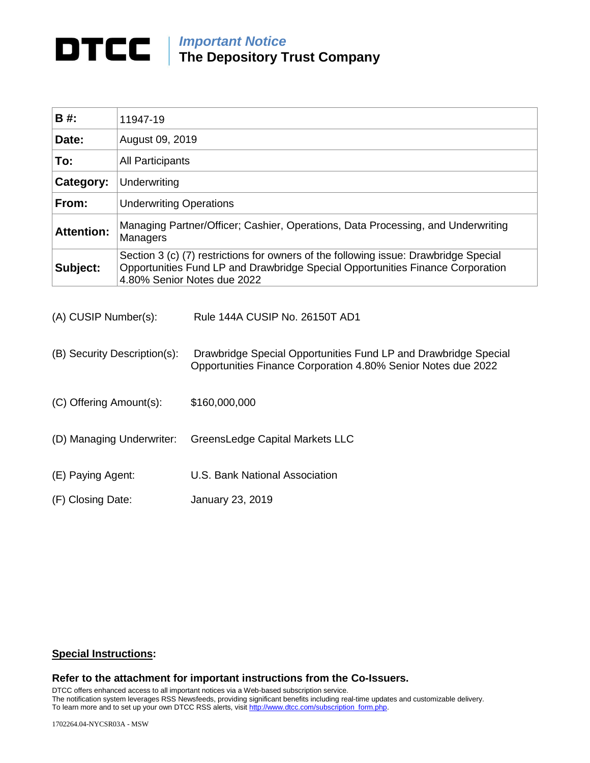# DTCC

***Important Notice***
**The Depository Trust Company**

| | |
|---|---|
| **B #:** | 11947-19 |
| **Date:** | August 09, 2019 |
| **To:** | All Participants |
| **Category:** | Underwriting |
| **From:** | Underwriting Operations |
| **Attention:** | Managing Partner/Officer; Cashier, Operations, Data Processing, and Underwriting Managers |
| **Subject:** | Section 3 (c) (7) restrictions for owners of the following issue: Drawbridge Special Opportunities Fund LP and Drawbridge Special Opportunities Finance Corporation 4.80% Senior Notes due 2022 |

(A) CUSIP Number(s): Rule 144A CUSIP No. 26150T AD1

(B) Security Description(s): Drawbridge Special Opportunities Fund LP and Drawbridge Special Opportunities Finance Corporation 4.80% Senior Notes due 2022

(C) Offering Amount(s): $160,000,000

(D) Managing Underwriter: GreensLedge Capital Markets LLC

(E) Paying Agent: U.S. Bank National Association

(F) Closing Date: January 23, 2019

**<u>Special Instructions</u>:**

**Refer to the attachment for important instructions from the Co-Issuers.**

DTCC offers enhanced access to all important notices via a Web-based subscription service.
The notification system leverages RSS Newsfeeds, providing significant benefits including real-time updates and customizable delivery.
To learn more and to set up your own DTCC RSS alerts, visit http://www.dtcc.com/subscription_form.php.

1702264.04-NYCSR03A - MSW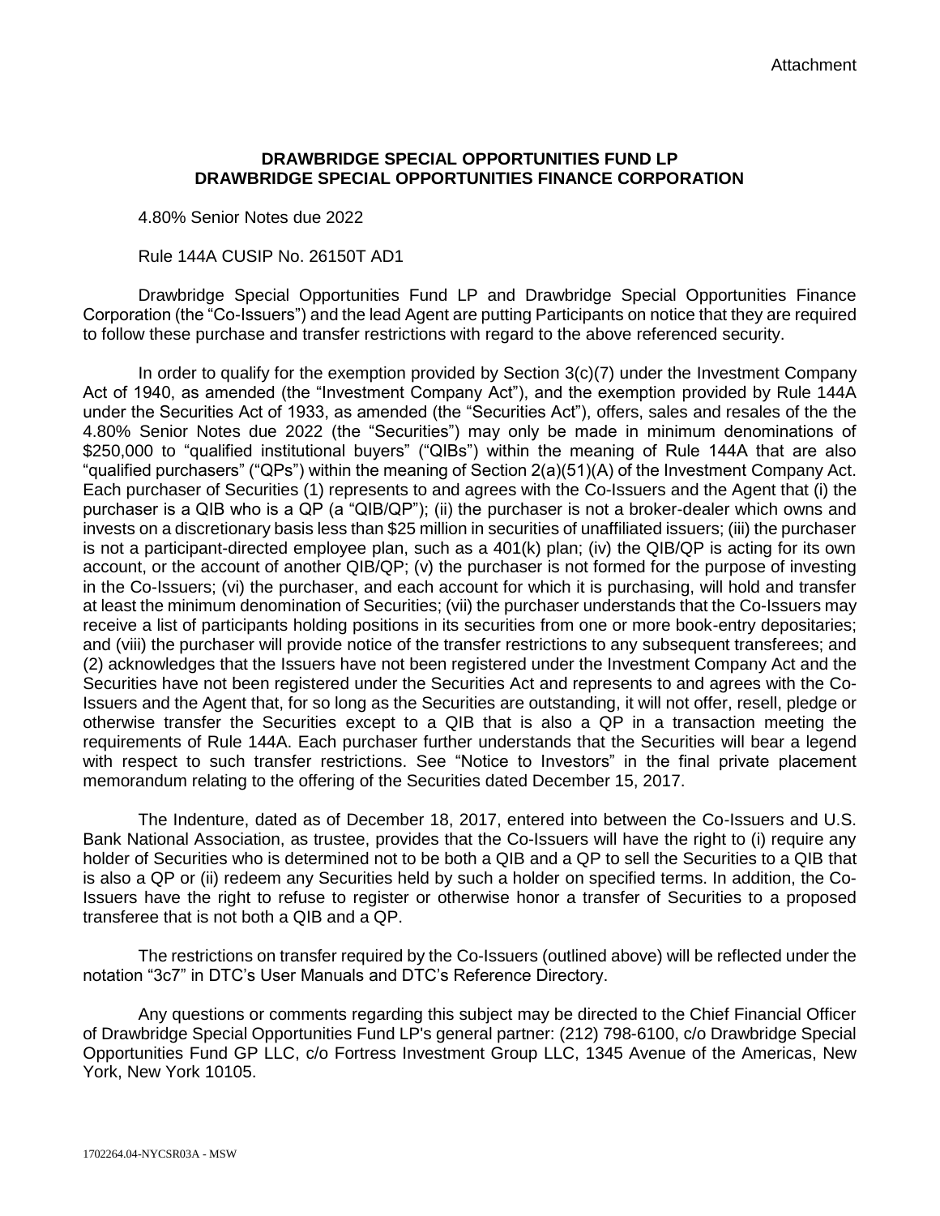Attachment

**DRAWBRIDGE SPECIAL OPPORTUNITIES FUND LP**
**DRAWBRIDGE SPECIAL OPPORTUNITIES FINANCE CORPORATION**

4.80% Senior Notes due 2022

Rule 144A CUSIP No. 26150T AD1

Drawbridge Special Opportunities Fund LP and Drawbridge Special Opportunities Finance Corporation (the "Co-Issuers") and the lead Agent are putting Participants on notice that they are required to follow these purchase and transfer restrictions with regard to the above referenced security.

In order to qualify for the exemption provided by Section 3(c)(7) under the Investment Company Act of 1940, as amended (the "Investment Company Act"), and the exemption provided by Rule 144A under the Securities Act of 1933, as amended (the "Securities Act"), offers, sales and resales of the the 4.80% Senior Notes due 2022 (the "Securities") may only be made in minimum denominations of $250,000 to "qualified institutional buyers" ("QIBs") within the meaning of Rule 144A that are also "qualified purchasers" ("QPs") within the meaning of Section 2(a)(51)(A) of the Investment Company Act. Each purchaser of Securities (1) represents to and agrees with the Co-Issuers and the Agent that (i) the purchaser is a QIB who is a QP (a "QIB/QP"); (ii) the purchaser is not a broker-dealer which owns and invests on a discretionary basis less than $25 million in securities of unaffiliated issuers; (iii) the purchaser is not a participant-directed employee plan, such as a 401(k) plan; (iv) the QIB/QP is acting for its own account, or the account of another QIB/QP; (v) the purchaser is not formed for the purpose of investing in the Co-Issuers; (vi) the purchaser, and each account for which it is purchasing, will hold and transfer at least the minimum denomination of Securities; (vii) the purchaser understands that the Co-Issuers may receive a list of participants holding positions in its securities from one or more book-entry depositaries; and (viii) the purchaser will provide notice of the transfer restrictions to any subsequent transferees; and (2) acknowledges that the Issuers have not been registered under the Investment Company Act and the Securities have not been registered under the Securities Act and represents to and agrees with the Co-Issuers and the Agent that, for so long as the Securities are outstanding, it will not offer, resell, pledge or otherwise transfer the Securities except to a QIB that is also a QP in a transaction meeting the requirements of Rule 144A. Each purchaser further understands that the Securities will bear a legend with respect to such transfer restrictions. See "Notice to Investors" in the final private placement memorandum relating to the offering of the Securities dated December 15, 2017.

The Indenture, dated as of December 18, 2017, entered into between the Co-Issuers and U.S. Bank National Association, as trustee, provides that the Co-Issuers will have the right to (i) require any holder of Securities who is determined not to be both a QIB and a QP to sell the Securities to a QIB that is also a QP or (ii) redeem any Securities held by such a holder on specified terms. In addition, the Co-Issuers have the right to refuse to register or otherwise honor a transfer of Securities to a proposed transferee that is not both a QIB and a QP.

The restrictions on transfer required by the Co-Issuers (outlined above) will be reflected under the notation "3c7" in DTC's User Manuals and DTC's Reference Directory.

Any questions or comments regarding this subject may be directed to the Chief Financial Officer of Drawbridge Special Opportunities Fund LP's general partner: (212) 798-6100, c/o Drawbridge Special Opportunities Fund GP LLC, c/o Fortress Investment Group LLC, 1345 Avenue of the Americas, New York, New York 10105.

1702264.04-NYCSR03A - MSW